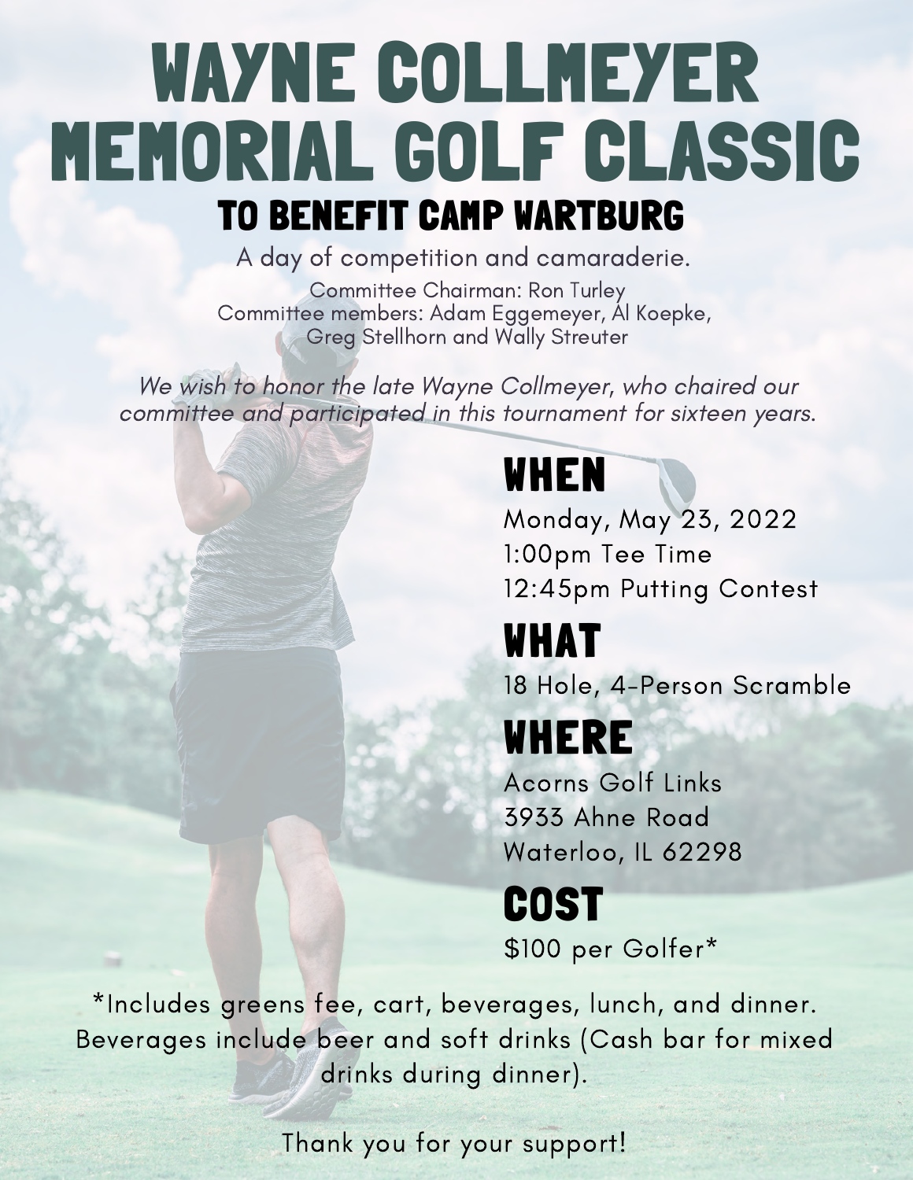# WAYNE COLLMEYER MEMORIAL GOLF CLASSIC

## TO BENEFIT CAMP WARTBURG

A day of competition and camaraderie.

Committee Chairman: Ron Turley
Committee members: Adam Eggemeyer, Al Koepke, Greg Stellhorn and Wally Streuter

*We wish to honor the late Wayne Collmeyer, who chaired our committee and participated in this tournament for sixteen years.*

## WHEN

Monday, May 23, 2022
1:00pm Tee Time
12:45pm Putting Contest

## WHAT

18 Hole, 4-Person Scramble

## WHERE

Acorns Golf Links
3933 Ahne Road
Waterloo, IL 62298

## COST

$100 per Golfer*

*Includes greens fee, cart, beverages, lunch, and dinner. Beverages include beer and soft drinks (Cash bar for mixed drinks during dinner).

Thank you for your support!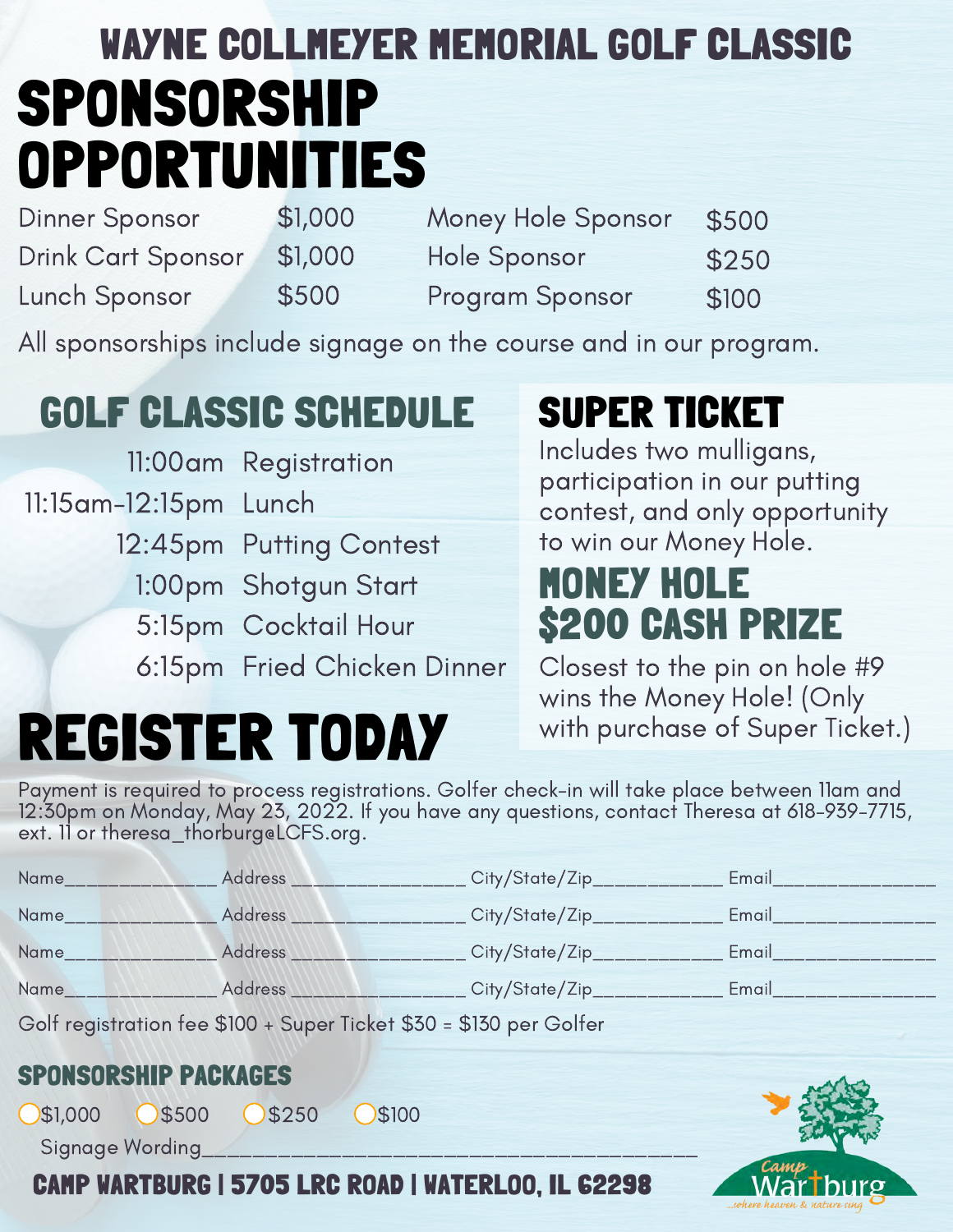# WAYNE COLLMEYER MEMORIAL GOLF CLASSIC

# SPONSORSHIP OPPORTUNITIES

| | | | |
|---|---|---|---|
| Dinner Sponsor | $1,000 | Money Hole Sponsor | $500 |
| Drink Cart Sponsor | $1,000 | Hole Sponsor | $250 |
| Lunch Sponsor | $500 | Program Sponsor | $100 |

All sponsorships include signage on the course and in our program.

## GOLF CLASSIC SCHEDULE

| | |
|---|---|
| 11:00am | Registration |
| 11:15am-12:15pm | Lunch |
| 12:45pm | Putting Contest |
| 1:00pm | Shotgun Start |
| 5:15pm | Cocktail Hour |
| 6:15pm | Fried Chicken Dinner |

## SUPER TICKET

Includes two mulligans, participation in our putting contest, and only opportunity to win our Money Hole.

## MONEY HOLE $200 CASH PRIZE

Closest to the pin on hole #9 wins the Money Hole! (Only with purchase of Super Ticket.)

# REGISTER TODAY

Payment is required to process registrations. Golfer check-in will take place between 11am and 12:30pm on Monday, May 23, 2022. If you have any questions, contact Theresa at 618-939-7715, ext. 11 or theresa_thorburg@LCFS.org.

Name_______________ Address _________________ City/State/Zip_____________ Email________________

Name_______________ Address _________________ City/State/Zip_____________ Email________________

Name_______________ Address _________________ City/State/Zip_____________ Email________________

Name_______________ Address _________________ City/State/Zip_____________ Email________________

Golf registration fee $100 + Super Ticket $30 = $130 per Golfer

## SPONSORSHIP PACKAGES

○ $1,000 ○ $500 ○ $250 ○ $100

Signage Wording________________________________________________

**CAMP WARTBURG | 5705 LRC ROAD | WATERLOO, IL 62298**

Camp Wartburg ...where heaven & nature sing